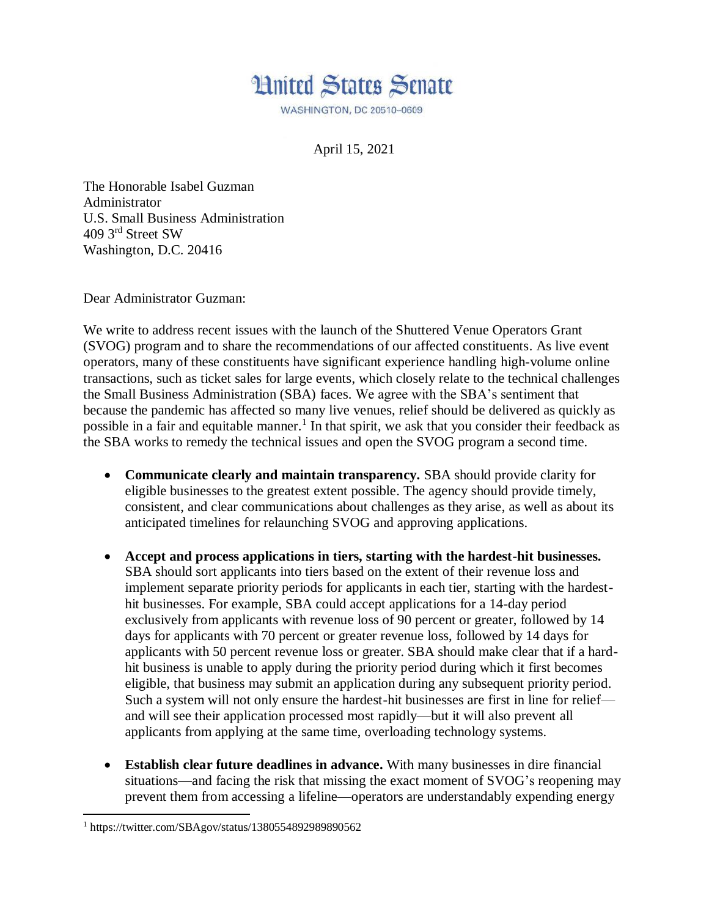# United States Senate

WASHINGTON, DC 20510–0609

April 15, 2021

The Honorable Isabel Guzman
Administrator
U.S. Small Business Administration
409 3rd Street SW
Washington, D.C. 20416

Dear Administrator Guzman:

We write to address recent issues with the launch of the Shuttered Venue Operators Grant (SVOG) program and to share the recommendations of our affected constituents. As live event operators, many of these constituents have significant experience handling high-volume online transactions, such as ticket sales for large events, which closely relate to the technical challenges the Small Business Administration (SBA) faces. We agree with the SBA's sentiment that because the pandemic has affected so many live venues, relief should be delivered as quickly as possible in a fair and equitable manner.[1] In that spirit, we ask that you consider their feedback as the SBA works to remedy the technical issues and open the SVOG program a second time.

- **Communicate clearly and maintain transparency.** SBA should provide clarity for eligible businesses to the greatest extent possible. The agency should provide timely, consistent, and clear communications about challenges as they arise, as well as about its anticipated timelines for relaunching SVOG and approving applications.

- **Accept and process applications in tiers, starting with the hardest-hit businesses.** SBA should sort applicants into tiers based on the extent of their revenue loss and implement separate priority periods for applicants in each tier, starting with the hardest-hit businesses. For example, SBA could accept applications for a 14-day period exclusively from applicants with revenue loss of 90 percent or greater, followed by 14 days for applicants with 70 percent or greater revenue loss, followed by 14 days for applicants with 50 percent revenue loss or greater. SBA should make clear that if a hard-hit business is unable to apply during the priority period during which it first becomes eligible, that business may submit an application during any subsequent priority period. Such a system will not only ensure the hardest-hit businesses are first in line for relief—and will see their application processed most rapidly—but it will also prevent all applicants from applying at the same time, overloading technology systems.

- **Establish clear future deadlines in advance.** With many businesses in dire financial situations—and facing the risk that missing the exact moment of SVOG's reopening may prevent them from accessing a lifeline—operators are understandably expending energy

[1] https://twitter.com/SBAgov/status/1380554892989890562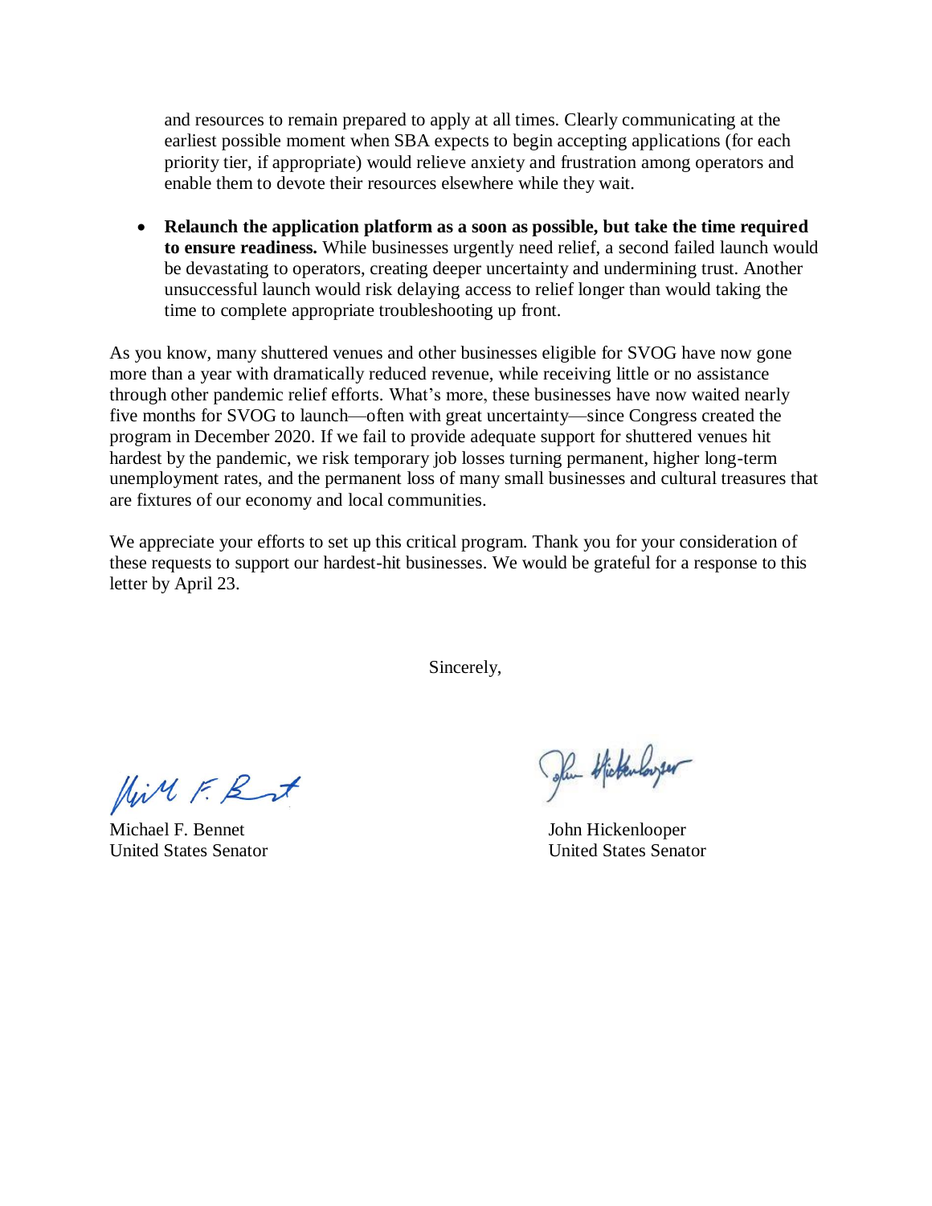and resources to remain prepared to apply at all times. Clearly communicating at the earliest possible moment when SBA expects to begin accepting applications (for each priority tier, if appropriate) would relieve anxiety and frustration among operators and enable them to devote their resources elsewhere while they wait.

- **Relaunch the application platform as a soon as possible, but take the time required to ensure readiness.** While businesses urgently need relief, a second failed launch would be devastating to operators, creating deeper uncertainty and undermining trust. Another unsuccessful launch would risk delaying access to relief longer than would taking the time to complete appropriate troubleshooting up front.

As you know, many shuttered venues and other businesses eligible for SVOG have now gone more than a year with dramatically reduced revenue, while receiving little or no assistance through other pandemic relief efforts. What's more, these businesses have now waited nearly five months for SVOG to launch—often with great uncertainty—since Congress created the program in December 2020. If we fail to provide adequate support for shuttered venues hit hardest by the pandemic, we risk temporary job losses turning permanent, higher long-term unemployment rates, and the permanent loss of many small businesses and cultural treasures that are fixtures of our economy and local communities.

We appreciate your efforts to set up this critical program. Thank you for your consideration of these requests to support our hardest-hit businesses. We would be grateful for a response to this letter by April 23.

Sincerely,

Michael F. Bennet
United States Senator

John Hickenlooper
United States Senator